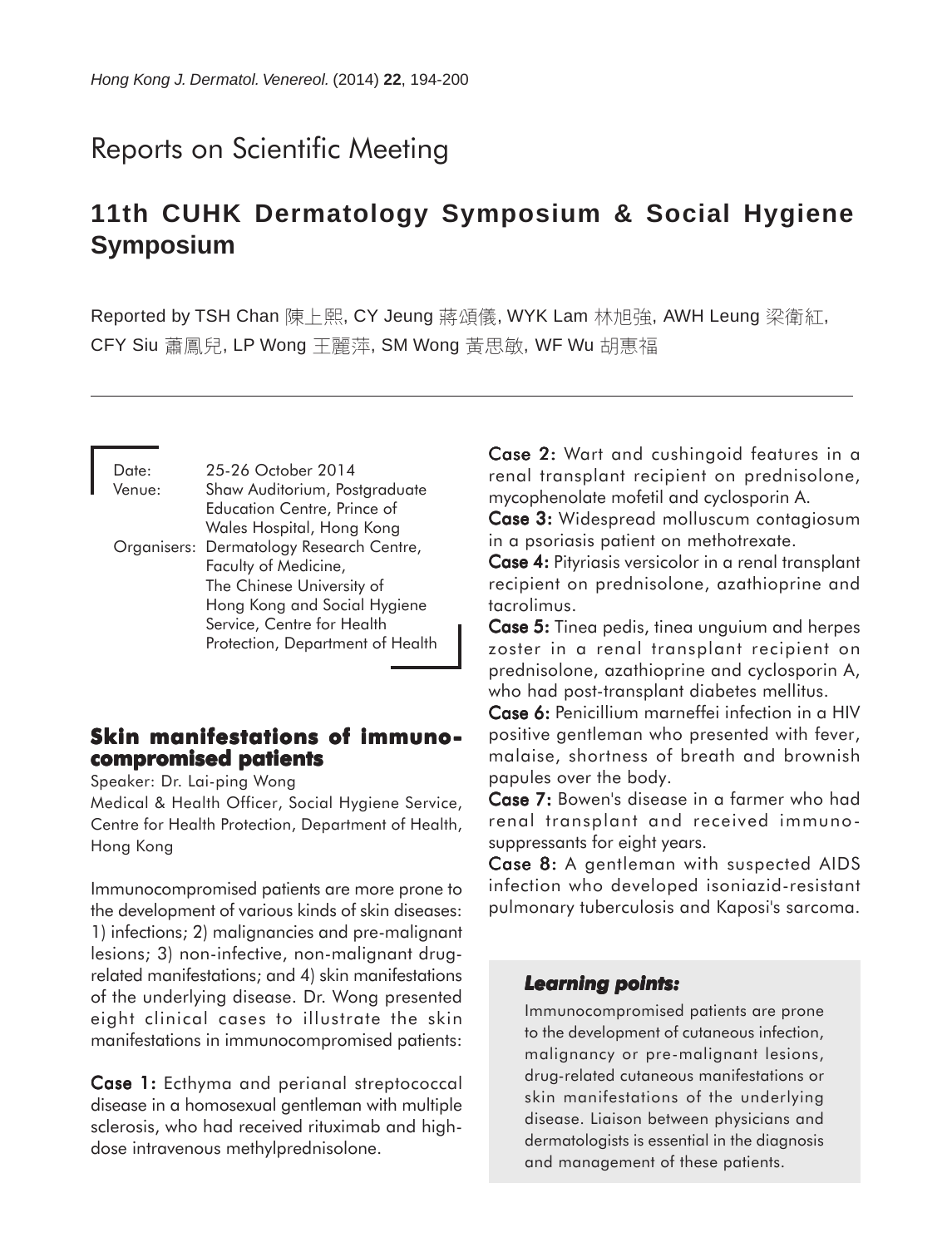Reports on Scientific Meeting

# 11th CUHK Dermatology Symposium & Social Hygiene Symposium

Reported by TSH Chan 陳上熙, CY Jeung 蔣頌儀, WYK Lam 林旭強, AWH Leung 梁衛紅, CFY Siu 蕭鳳兒, LP Wong 王麗萍, SM Wong 黃思敏, WF Wu 胡惠福

Date: 25-26 October 2014
Venue: Shaw Auditorium, Postgraduate Education Centre, Prince of Wales Hospital, Hong Kong
Organisers: Dermatology Research Centre, Faculty of Medicine, The Chinese University of Hong Kong and Social Hygiene Service, Centre for Health Protection, Department of Health

## Skin manifestations of immunocompromised patients

Speaker: Dr. Lai-ping Wong
Medical & Health Officer, Social Hygiene Service, Centre for Health Protection, Department of Health, Hong Kong

Immunocompromised patients are more prone to the development of various kinds of skin diseases: 1) infections; 2) malignancies and pre-malignant lesions; 3) non-infective, non-malignant drug-related manifestations; and 4) skin manifestations of the underlying disease. Dr. Wong presented eight clinical cases to illustrate the skin manifestations in immunocompromised patients:

**Case 1:** Ecthyma and perianal streptococcal disease in a homosexual gentleman with multiple sclerosis, who had received rituximab and high-dose intravenous methylprednisolone.

**Case 2:** Wart and cushingoid features in a renal transplant recipient on prednisolone, mycophenolate mofetil and cyclosporin A.

**Case 3:** Widespread molluscum contagiosum in a psoriasis patient on methotrexate.

**Case 4:** Pityriasis versicolor in a renal transplant recipient on prednisolone, azathioprine and tacrolimus.

**Case 5:** Tinea pedis, tinea unguium and herpes zoster in a renal transplant recipient on prednisolone, azathioprine and cyclosporin A, who had post-transplant diabetes mellitus.

**Case 6:** Penicillium marneffei infection in a HIV positive gentleman who presented with fever, malaise, shortness of breath and brownish papules over the body.

**Case 7:** Bowen's disease in a farmer who had renal transplant and received immunosuppressants for eight years.

**Case 8:** A gentleman with suspected AIDS infection who developed isoniazid-resistant pulmonary tuberculosis and Kaposi's sarcoma.

***Learning points:***

Immunocompromised patients are prone to the development of cutaneous infection, malignancy or pre-malignant lesions, drug-related cutaneous manifestations or skin manifestations of the underlying disease. Liaison between physicians and dermatologists is essential in the diagnosis and management of these patients.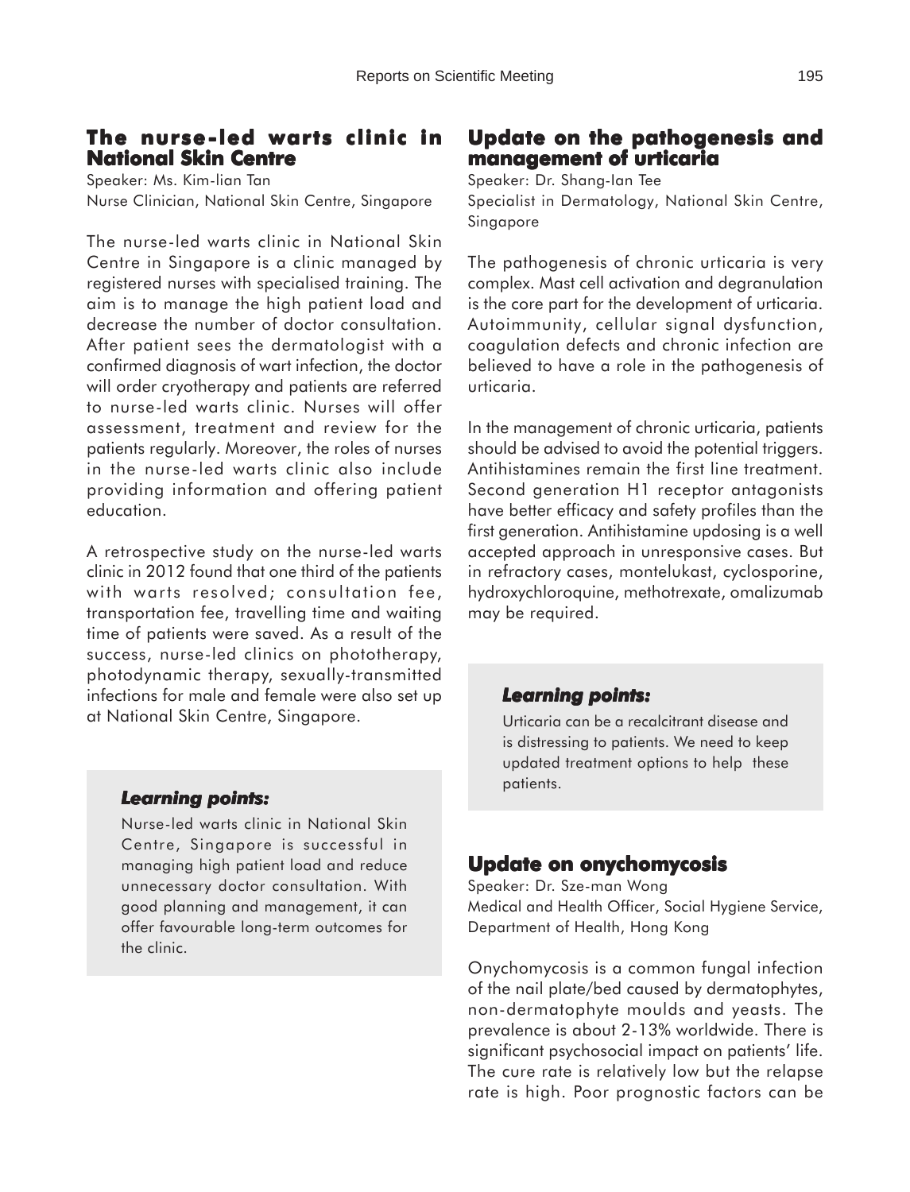## The nurse-led warts clinic in National Skin Centre

Speaker: Ms. Kim-lian Tan
Nurse Clinician, National Skin Centre, Singapore

The nurse-led warts clinic in National Skin Centre in Singapore is a clinic managed by registered nurses with specialised training. The aim is to manage the high patient load and decrease the number of doctor consultation. After patient sees the dermatologist with a confirmed diagnosis of wart infection, the doctor will order cryotherapy and patients are referred to nurse-led warts clinic. Nurses will offer assessment, treatment and review for the patients regularly. Moreover, the roles of nurses in the nurse-led warts clinic also include providing information and offering patient education.

A retrospective study on the nurse-led warts clinic in 2012 found that one third of the patients with warts resolved; consultation fee, transportation fee, travelling time and waiting time of patients were saved. As a result of the success, nurse-led clinics on phototherapy, photodynamic therapy, sexually-transmitted infections for male and female were also set up at National Skin Centre, Singapore.

### *Learning points:*

Nurse-led warts clinic in National Skin Centre, Singapore is successful in managing high patient load and reduce unnecessary doctor consultation. With good planning and management, it can offer favourable long-term outcomes for the clinic.

## Update on the pathogenesis and management of urticaria

Speaker: Dr. Shang-Ian Tee
Specialist in Dermatology, National Skin Centre, Singapore

The pathogenesis of chronic urticaria is very complex. Mast cell activation and degranulation is the core part for the development of urticaria. Autoimmunity, cellular signal dysfunction, coagulation defects and chronic infection are believed to have a role in the pathogenesis of urticaria.

In the management of chronic urticaria, patients should be advised to avoid the potential triggers. Antihistamines remain the first line treatment. Second generation H1 receptor antagonists have better efficacy and safety profiles than the first generation. Antihistamine updosing is a well accepted approach in unresponsive cases. But in refractory cases, montelukast, cyclosporine, hydroxychloroquine, methotrexate, omalizumab may be required.

### *Learning points:*

Urticaria can be a recalcitrant disease and is distressing to patients. We need to keep updated treatment options to help these patients.

## Update on onychomycosis

Speaker: Dr. Sze-man Wong
Medical and Health Officer, Social Hygiene Service, Department of Health, Hong Kong

Onychomycosis is a common fungal infection of the nail plate/bed caused by dermatophytes, non-dermatophyte moulds and yeasts. The prevalence is about 2-13% worldwide. There is significant psychosocial impact on patients' life. The cure rate is relatively low but the relapse rate is high. Poor prognostic factors can be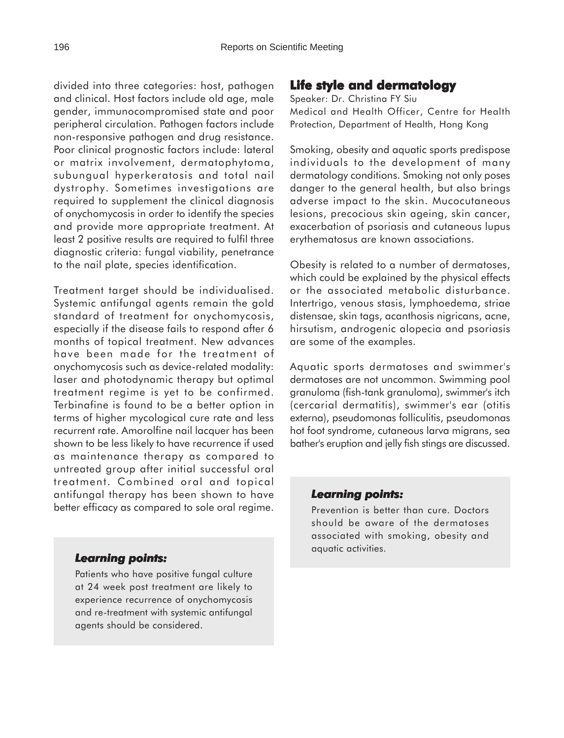divided into three categories: host, pathogen and clinical. Host factors include old age, male gender, immunocompromised state and poor peripheral circulation. Pathogen factors include non-responsive pathogen and drug resistance. Poor clinical prognostic factors include: lateral or matrix involvement, dermatophytoma, subungual hyperkeratosis and total nail dystrophy. Sometimes investigations are required to supplement the clinical diagnosis of onychomycosis in order to identify the species and provide more appropriate treatment. At least 2 positive results are required to fulfil three diagnostic criteria: fungal viability, penetrance to the nail plate, species identification.

Treatment target should be individualised. Systemic antifungal agents remain the gold standard of treatment for onychomycosis, especially if the disease fails to respond after 6 months of topical treatment. New advances have been made for the treatment of onychomycosis such as device-related modality: laser and photodynamic therapy but optimal treatment regime is yet to be confirmed. Terbinafine is found to be a better option in terms of higher mycological cure rate and less recurrent rate. Amorolfine nail lacquer has been shown to be less likely to have recurrence if used as maintenance therapy as compared to untreated group after initial successful oral treatment. Combined oral and topical antifungal therapy has been shown to have better efficacy as compared to sole oral regime.

***Learning points:***

Patients who have positive fungal culture at 24 week post treatment are likely to experience recurrence of onychomycosis and re-treatment with systemic antifungal agents should be considered.

## Life style and dermatology

Speaker: Dr. Christina FY Siu
Medical and Health Officer, Centre for Health Protection, Department of Health, Hong Kong

Smoking, obesity and aquatic sports predispose individuals to the development of many dermatology conditions. Smoking not only poses danger to the general health, but also brings adverse impact to the skin. Mucocutaneous lesions, precocious skin ageing, skin cancer, exacerbation of psoriasis and cutaneous lupus erythematosus are known associations.

Obesity is related to a number of dermatoses, which could be explained by the physical effects or the associated metabolic disturbance. Intertrigo, venous stasis, lymphoedema, striae distensae, skin tags, acanthosis nigricans, acne, hirsutism, androgenic alopecia and psoriasis are some of the examples.

Aquatic sports dermatoses and swimmer's dermatoses are not uncommon. Swimming pool granuloma (fish-tank granuloma), swimmer's itch (cercarial dermatitis), swimmer's ear (otitis externa), pseudomonas folliculitis, pseudomonas hot foot syndrome, cutaneous larva migrans, sea bather's eruption and jelly fish stings are discussed.

***Learning points:***

Prevention is better than cure. Doctors should be aware of the dermatoses associated with smoking, obesity and aquatic activities.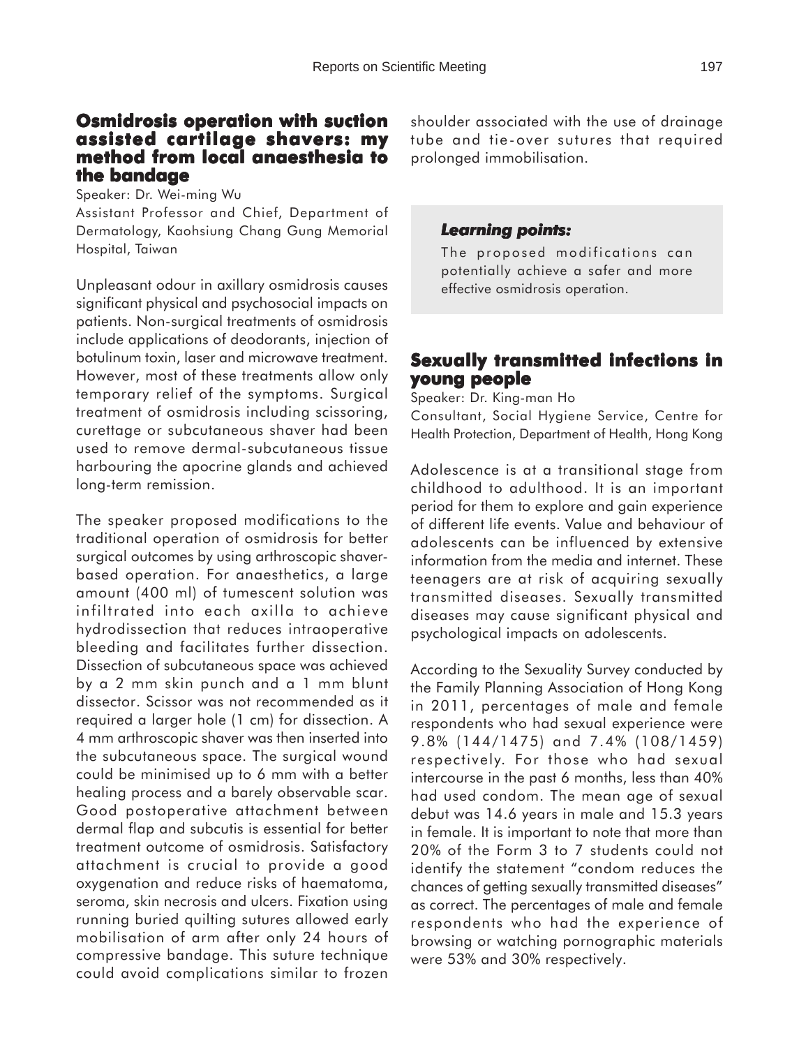## Osmidrosis operation with suction assisted cartilage shavers: my method from local anaesthesia to the bandage

Speaker: Dr. Wei-ming Wu

Assistant Professor and Chief, Department of Dermatology, Kaohsiung Chang Gung Memorial Hospital, Taiwan

Unpleasant odour in axillary osmidrosis causes significant physical and psychosocial impacts on patients. Non-surgical treatments of osmidrosis include applications of deodorants, injection of botulinum toxin, laser and microwave treatment. However, most of these treatments allow only temporary relief of the symptoms. Surgical treatment of osmidrosis including scissoring, curettage or subcutaneous shaver had been used to remove dermal-subcutaneous tissue harbouring the apocrine glands and achieved long-term remission.

The speaker proposed modifications to the traditional operation of osmidrosis for better surgical outcomes by using arthroscopic shaver-based operation. For anaesthetics, a large amount (400 ml) of tumescent solution was infiltrated into each axilla to achieve hydrodissection that reduces intraoperative bleeding and facilitates further dissection. Dissection of subcutaneous space was achieved by a 2 mm skin punch and a 1 mm blunt dissector. Scissor was not recommended as it required a larger hole (1 cm) for dissection. A 4 mm arthroscopic shaver was then inserted into the subcutaneous space. The surgical wound could be minimised up to 6 mm with a better healing process and a barely observable scar. Good postoperative attachment between dermal flap and subcutis is essential for better treatment outcome of osmidrosis. Satisfactory attachment is crucial to provide a good oxygenation and reduce risks of haematoma, seroma, skin necrosis and ulcers. Fixation using running buried quilting sutures allowed early mobilisation of arm after only 24 hours of compressive bandage. This suture technique could avoid complications similar to frozen shoulder associated with the use of drainage tube and tie-over sutures that required prolonged immobilisation.

> ***Learning points:***
>
> The proposed modifications can potentially achieve a safer and more effective osmidrosis operation.

## Sexually transmitted infections in young people

Speaker: Dr. King-man Ho

Consultant, Social Hygiene Service, Centre for Health Protection, Department of Health, Hong Kong

Adolescence is at a transitional stage from childhood to adulthood. It is an important period for them to explore and gain experience of different life events. Value and behaviour of adolescents can be influenced by extensive information from the media and internet. These teenagers are at risk of acquiring sexually transmitted diseases. Sexually transmitted diseases may cause significant physical and psychological impacts on adolescents.

According to the Sexuality Survey conducted by the Family Planning Association of Hong Kong in 2011, percentages of male and female respondents who had sexual experience were 9.8% (144/1475) and 7.4% (108/1459) respectively. For those who had sexual intercourse in the past 6 months, less than 40% had used condom. The mean age of sexual debut was 14.6 years in male and 15.3 years in female. It is important to note that more than 20% of the Form 3 to 7 students could not identify the statement "condom reduces the chances of getting sexually transmitted diseases" as correct. The percentages of male and female respondents who had the experience of browsing or watching pornographic materials were 53% and 30% respectively.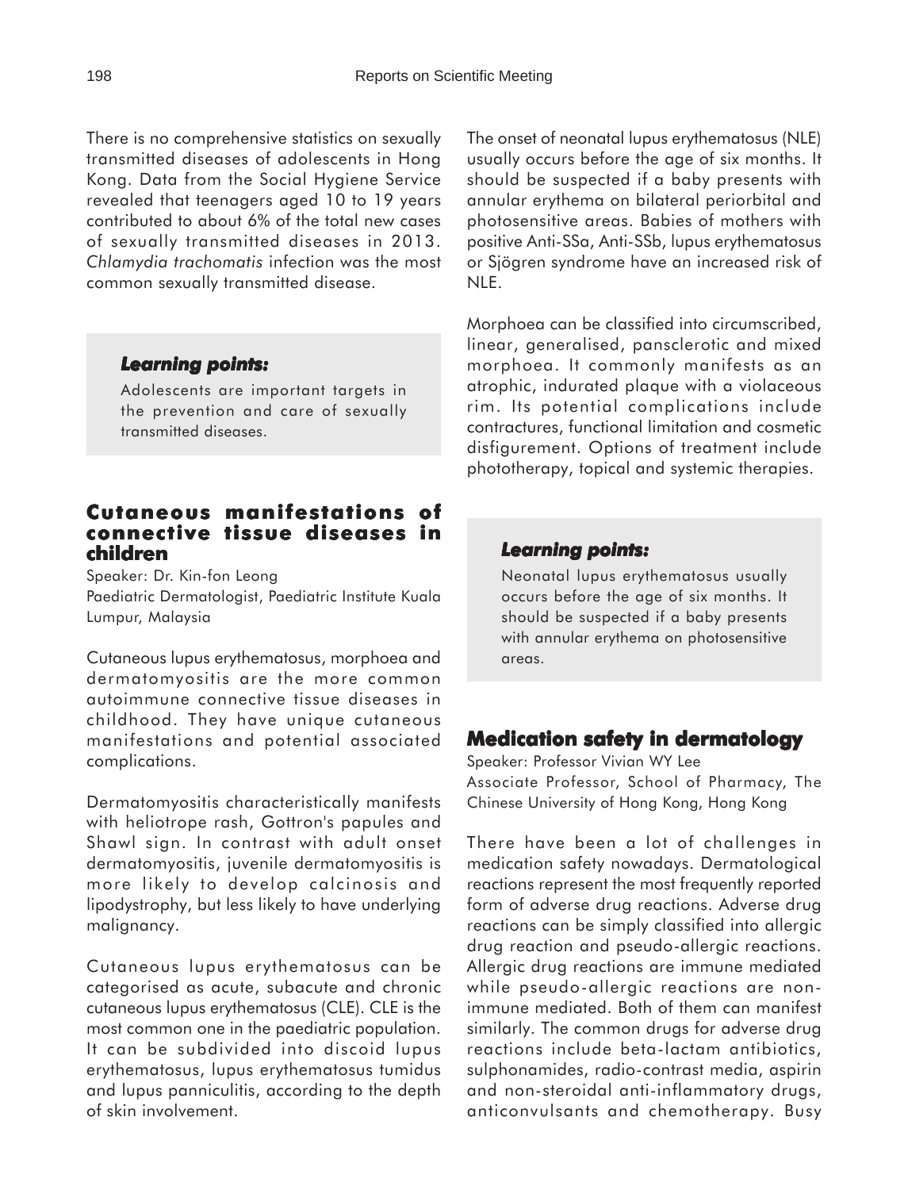There is no comprehensive statistics on sexually transmitted diseases of adolescents in Hong Kong. Data from the Social Hygiene Service revealed that teenagers aged 10 to 19 years contributed to about 6% of the total new cases of sexually transmitted diseases in 2013. *Chlamydia trachomatis* infection was the most common sexually transmitted disease.

> ***Learning points:***
>
> Adolescents are important targets in the prevention and care of sexually transmitted diseases.

## Cutaneous manifestations of connective tissue diseases in children

Speaker: Dr. Kin-fon Leong
Paediatric Dermatologist, Paediatric Institute Kuala Lumpur, Malaysia

Cutaneous lupus erythematosus, morphoea and dermatomyositis are the more common autoimmune connective tissue diseases in childhood. They have unique cutaneous manifestations and potential associated complications.

Dermatomyositis characteristically manifests with heliotrope rash, Gottron's papules and Shawl sign. In contrast with adult onset dermatomyositis, juvenile dermatomyositis is more likely to develop calcinosis and lipodystrophy, but less likely to have underlying malignancy.

Cutaneous lupus erythematosus can be categorised as acute, subacute and chronic cutaneous lupus erythematosus (CLE). CLE is the most common one in the paediatric population. It can be subdivided into discoid lupus erythematosus, lupus erythematosus tumidus and lupus panniculitis, according to the depth of skin involvement.

The onset of neonatal lupus erythematosus (NLE) usually occurs before the age of six months. It should be suspected if a baby presents with annular erythema on bilateral periorbital and photosensitive areas. Babies of mothers with positive Anti-SSa, Anti-SSb, lupus erythematosus or Sjögren syndrome have an increased risk of NLE.

Morphoea can be classified into circumscribed, linear, generalised, pansclerotic and mixed morphoea. It commonly manifests as an atrophic, indurated plaque with a violaceous rim. Its potential complications include contractures, functional limitation and cosmetic disfigurement. Options of treatment include phototherapy, topical and systemic therapies.

> ***Learning points:***
>
> Neonatal lupus erythematosus usually occurs before the age of six months. It should be suspected if a baby presents with annular erythema on photosensitive areas.

## Medication safety in dermatology

Speaker: Professor Vivian WY Lee
Associate Professor, School of Pharmacy, The Chinese University of Hong Kong, Hong Kong

There have been a lot of challenges in medication safety nowadays. Dermatological reactions represent the most frequently reported form of adverse drug reactions. Adverse drug reactions can be simply classified into allergic drug reaction and pseudo-allergic reactions. Allergic drug reactions are immune mediated while pseudo-allergic reactions are non-immune mediated. Both of them can manifest similarly. The common drugs for adverse drug reactions include beta-lactam antibiotics, sulphonamides, radio-contrast media, aspirin and non-steroidal anti-inflammatory drugs, anticonvulsants and chemotherapy. Busy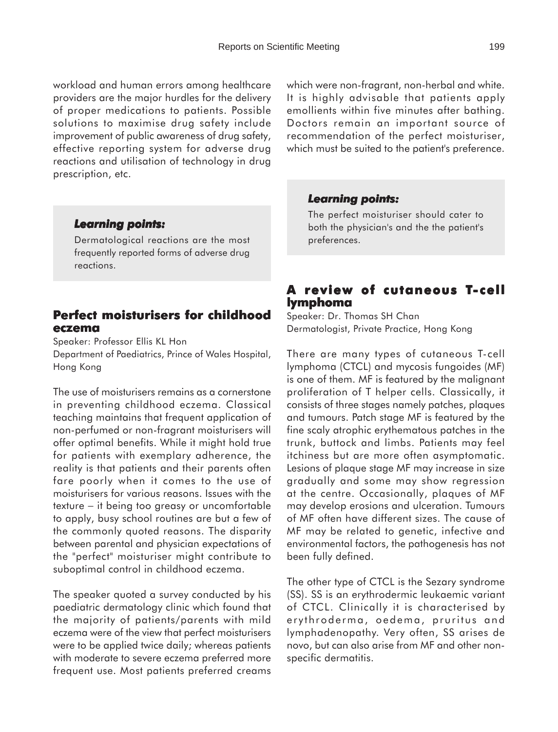workload and human errors among healthcare providers are the major hurdles for the delivery of proper medications to patients. Possible solutions to maximise drug safety include improvement of public awareness of drug safety, effective reporting system for adverse drug reactions and utilisation of technology in drug prescription, etc.

> ***Learning points:***
>
> Dermatological reactions are the most frequently reported forms of adverse drug reactions.

## Perfect moisturisers for childhood eczema

Speaker: Professor Ellis KL Hon
Department of Paediatrics, Prince of Wales Hospital, Hong Kong

The use of moisturisers remains as a cornerstone in preventing childhood eczema. Classical teaching maintains that frequent application of non-perfumed or non-fragrant moisturisers will offer optimal benefits. While it might hold true for patients with exemplary adherence, the reality is that patients and their parents often fare poorly when it comes to the use of moisturisers for various reasons. Issues with the texture – it being too greasy or uncomfortable to apply, busy school routines are but a few of the commonly quoted reasons. The disparity between parental and physician expectations of the "perfect" moisturiser might contribute to suboptimal control in childhood eczema.

The speaker quoted a survey conducted by his paediatric dermatology clinic which found that the majority of patients/parents with mild eczema were of the view that perfect moisturisers were to be applied twice daily; whereas patients with moderate to severe eczema preferred more frequent use. Most patients preferred creams which were non-fragrant, non-herbal and white. It is highly advisable that patients apply emollients within five minutes after bathing. Doctors remain an important source of recommendation of the perfect moisturiser, which must be suited to the patient's preference.

> ***Learning points:***
>
> The perfect moisturiser should cater to both the physician's and the the patient's preferences.

## A review of cutaneous T-cell lymphoma

Speaker: Dr. Thomas SH Chan
Dermatologist, Private Practice, Hong Kong

There are many types of cutaneous T-cell lymphoma (CTCL) and mycosis fungoides (MF) is one of them. MF is featured by the malignant proliferation of T helper cells. Classically, it consists of three stages namely patches, plaques and tumours. Patch stage MF is featured by the fine scaly atrophic erythematous patches in the trunk, buttock and limbs. Patients may feel itchiness but are more often asymptomatic. Lesions of plaque stage MF may increase in size gradually and some may show regression at the centre. Occasionally, plaques of MF may develop erosions and ulceration. Tumours of MF often have different sizes. The cause of MF may be related to genetic, infective and environmental factors, the pathogenesis has not been fully defined.

The other type of CTCL is the Sezary syndrome (SS). SS is an erythrodermic leukaemic variant of CTCL. Clinically it is characterised by erythroderma, oedema, pruritus and lymphadenopathy. Very often, SS arises de novo, but can also arise from MF and other non-specific dermatitis.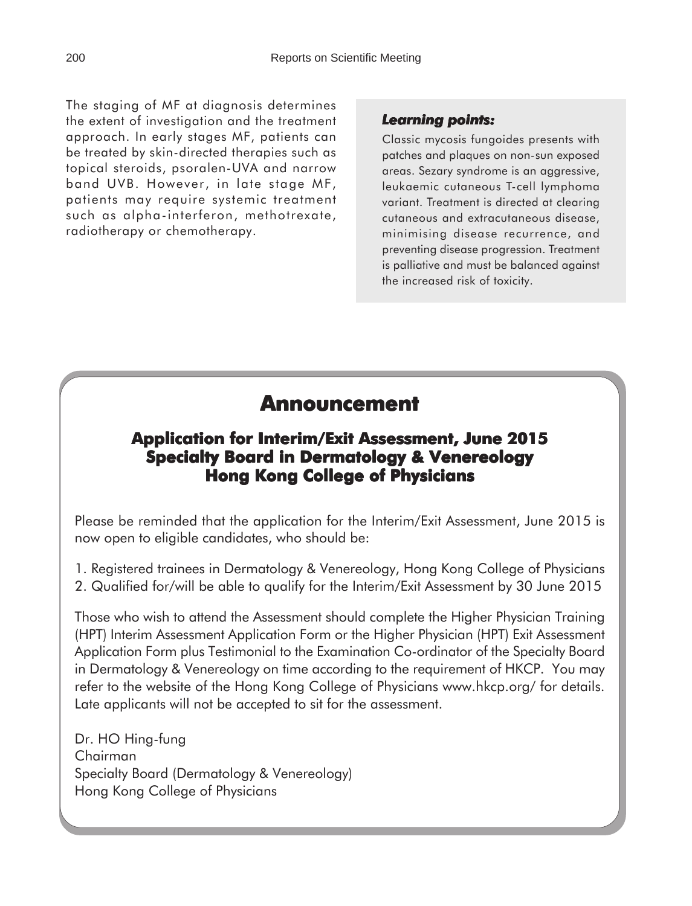The staging of MF at diagnosis determines the extent of investigation and the treatment approach. In early stages MF, patients can be treated by skin-directed therapies such as topical steroids, psoralen-UVA and narrow band UVB. However, in late stage MF, patients may require systemic treatment such as alpha-interferon, methotrexate, radiotherapy or chemotherapy.

***Learning points:***

Classic mycosis fungoides presents with patches and plaques on non-sun exposed areas. Sezary syndrome is an aggressive, leukaemic cutaneous T-cell lymphoma variant. Treatment is directed at clearing cutaneous and extracutaneous disease, minimising disease recurrence, and preventing disease progression. Treatment is palliative and must be balanced against the increased risk of toxicity.

# Announcement

## Application for Interim/Exit Assessment, June 2015
## Specialty Board in Dermatology & Venereology
## Hong Kong College of Physicians

Please be reminded that the application for the Interim/Exit Assessment, June 2015 is now open to eligible candidates, who should be:

1. Registered trainees in Dermatology & Venereology, Hong Kong College of Physicians
2. Qualified for/will be able to qualify for the Interim/Exit Assessment by 30 June 2015

Those who wish to attend the Assessment should complete the Higher Physician Training (HPT) Interim Assessment Application Form or the Higher Physician (HPT) Exit Assessment Application Form plus Testimonial to the Examination Co-ordinator of the Specialty Board in Dermatology & Venereology on time according to the requirement of HKCP. You may refer to the website of the Hong Kong College of Physicians www.hkcp.org/ for details. Late applicants will not be accepted to sit for the assessment.

Dr. HO Hing-fung
Chairman
Specialty Board (Dermatology & Venereology)
Hong Kong College of Physicians